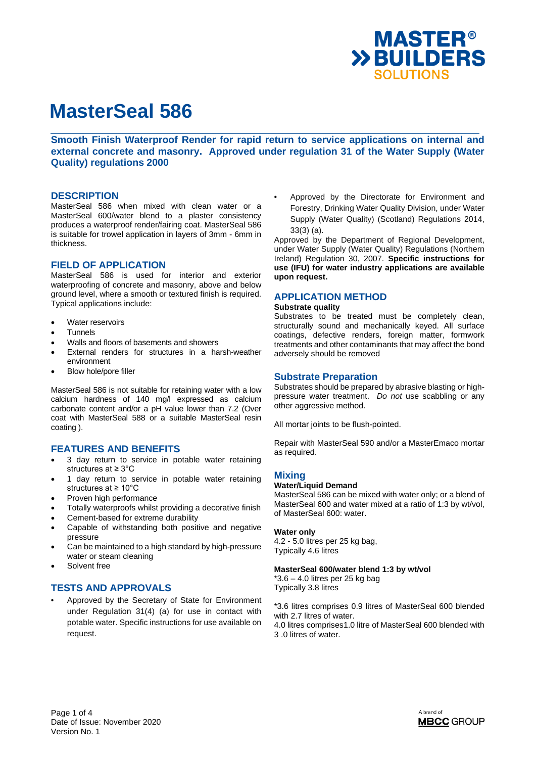# MasterSeal 586

**Smooth Finish Waterproof Render for rapid return to service applications on internal and external concrete and masonry. Approved under regulation 31 of the Water Supply (Water Quality) regulations 2000**

## DESCRIPTION

MasterSeal 586 when mixed with clean water or a MasterSeal 600/water blend to a plaster consistency produces a waterproof render/fairing coat. MasterSeal 586 is suitable for trowel application in layers of 3mm - 6mm in thickness.

## FIELD OF APPLICATION

MasterSeal 586 is used for interior and exterior waterproofing of concrete and masonry, above and below ground level, where a smooth or textured finish is required. Typical applications include:

- Water reservoirs
- Tunnels
- Walls and floors of basements and showers
- External renders for structures in a harsh-weather environment
- Blow hole/pore filler

MasterSeal 586 is not suitable for retaining water with a low calcium hardness of 140 mg/l expressed as calcium carbonate content and/or a pH value lower than 7.2 (Over coat with MasterSeal 588 or a suitable MasterSeal resin coating ).

## FEATURES AND BENEFITS

- 3 day return to service in potable water retaining structures at ≥ 3°C
- 1 day return to service in potable water retaining structures at ≥ 10°C
- Proven high performance
- Totally waterproofs whilst providing a decorative finish
- Cement-based for extreme durability
- Capable of withstanding both positive and negative pressure
- Can be maintained to a high standard by high-pressure water or steam cleaning
- Solvent free

## TESTS AND APPROVALS

- Approved by the Secretary of State for Environment under Regulation 31(4) (a) for use in contact with potable water. Specific instructions for use available on request.
- Approved by the Directorate for Environment and Forestry, Drinking Water Quality Division, under Water Supply (Water Quality) (Scotland) Regulations 2014, 33(3) (a).

Approved by the Department of Regional Development, under Water Supply (Water Quality) Regulations (Northern Ireland) Regulation 30, 2007. **Specific instructions for use (IFU) for water industry applications are available upon request.**

## APPLICATION METHOD

**Substrate quality**

Substrates to be treated must be completely clean, structurally sound and mechanically keyed. All surface coatings, defective renders, foreign matter, formwork treatments and other contaminants that may affect the bond adversely should be removed

## Substrate Preparation

Substrates should be prepared by abrasive blasting or high-pressure water treatment. *Do not* use scabbling or any other aggressive method.

All mortar joints to be flush-pointed.

Repair with MasterSeal 590 and/or a MasterEmaco mortar as required.

## Mixing

**Water/Liquid Demand**

MasterSeal 586 can be mixed with water only; or a blend of MasterSeal 600 and water mixed at a ratio of 1:3 by wt/vol, of MasterSeal 600: water.

**Water only**

4.2 - 5.0 litres per 25 kg bag,
Typically 4.6 litres

**MasterSeal 600/water blend 1:3 by wt/vol**

*3.6 – 4.0 litres per 25 kg bag
Typically 3.8 litres

*3.6 litres comprises 0.9 litres of MasterSeal 600 blended with 2.7 litres of water.
4.0 litres comprises1.0 litre of MasterSeal 600 blended with 3 .0 litres of water.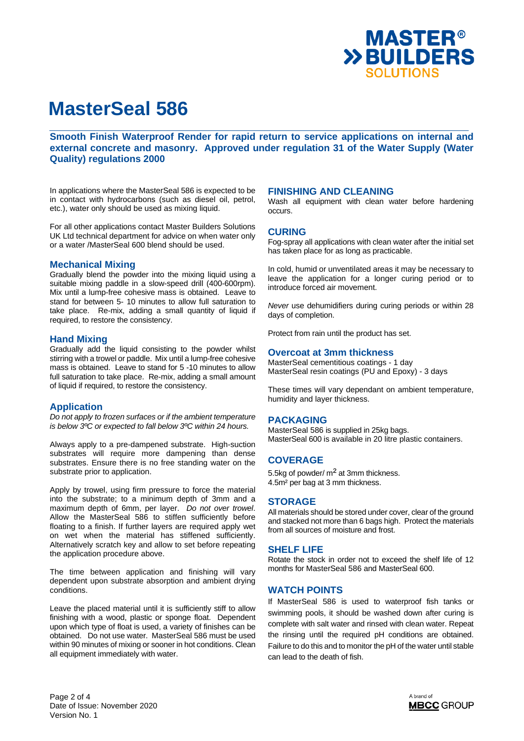# MasterSeal 586

**Smooth Finish Waterproof Render for rapid return to service applications on internal and external concrete and masonry. Approved under regulation 31 of the Water Supply (Water Quality) regulations 2000**

In applications where the MasterSeal 586 is expected to be in contact with hydrocarbons (such as diesel oil, petrol, etc.), water only should be used as mixing liquid.

For all other applications contact Master Builders Solutions UK Ltd technical department for advice on when water only or a water /MasterSeal 600 blend should be used.

## Mechanical Mixing

Gradually blend the powder into the mixing liquid using a suitable mixing paddle in a slow-speed drill (400-600rpm). Mix until a lump-free cohesive mass is obtained. Leave to stand for between 5- 10 minutes to allow full saturation to take place. Re-mix, adding a small quantity of liquid if required, to restore the consistency.

## Hand Mixing

Gradually add the liquid consisting to the powder whilst stirring with a trowel or paddle. Mix until a lump-free cohesive mass is obtained. Leave to stand for 5 -10 minutes to allow full saturation to take place. Re-mix, adding a small amount of liquid if required, to restore the consistency.

## Application

*Do not apply to frozen surfaces or if the ambient temperature is below 3ºC or expected to fall below 3ºC within 24 hours.*

Always apply to a pre-dampened substrate. High-suction substrates will require more dampening than dense substrates. Ensure there is no free standing water on the substrate prior to application.

Apply by trowel, using firm pressure to force the material into the substrate; to a minimum depth of 3mm and a maximum depth of 6mm, per layer. *Do not over trowel*. Allow the MasterSeal 586 to stiffen sufficiently before floating to a finish. If further layers are required apply wet on wet when the material has stiffened sufficiently. Alternatively scratch key and allow to set before repeating the application procedure above.

The time between application and finishing will vary dependent upon substrate absorption and ambient drying conditions.

Leave the placed material until it is sufficiently stiff to allow finishing with a wood, plastic or sponge float. Dependent upon which type of float is used, a variety of finishes can be obtained. Do not use water. MasterSeal 586 must be used within 90 minutes of mixing or sooner in hot conditions. Clean all equipment immediately with water.

## FINISHING AND CLEANING

Wash all equipment with clean water before hardening occurs.

## CURING

Fog-spray all applications with clean water after the initial set has taken place for as long as practicable.

In cold, humid or unventilated areas it may be necessary to leave the application for a longer curing period or to introduce forced air movement.

*Never* use dehumidifiers during curing periods or within 28 days of completion.

Protect from rain until the product has set.

## Overcoat at 3mm thickness

MasterSeal cementitious coatings - 1 day
MasterSeal resin coatings (PU and Epoxy) - 3 days

These times will vary dependant on ambient temperature, humidity and layer thickness.

## PACKAGING

MasterSeal 586 is supplied in 25kg bags.
MasterSeal 600 is available in 20 litre plastic containers.

## COVERAGE

5.5kg of powder/ $m^2$ at 3mm thickness.
4.5m² per bag at 3 mm thickness.

## STORAGE

All materials should be stored under cover, clear of the ground and stacked not more than 6 bags high. Protect the materials from all sources of moisture and frost.

## SHELF LIFE

Rotate the stock in order not to exceed the shelf life of 12 months for MasterSeal 586 and MasterSeal 600.

## WATCH POINTS

If MasterSeal 586 is used to waterproof fish tanks or swimming pools, it should be washed down after curing is complete with salt water and rinsed with clean water. Repeat the rinsing until the required pH conditions are obtained. Failure to do this and to monitor the pH of the water until stable can lead to the death of fish.

Date of Issue: November 2020
Version No. 1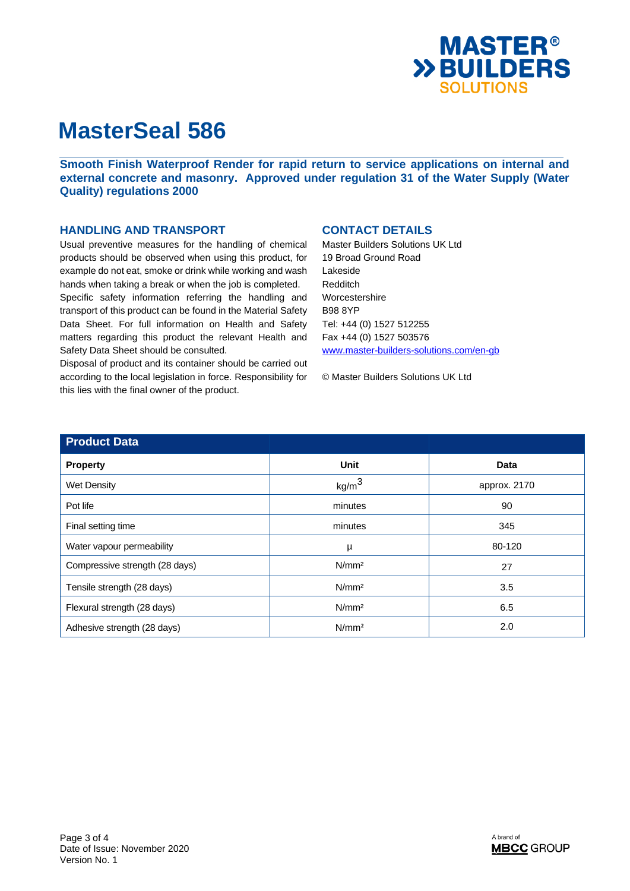# MasterSeal 586

**Smooth Finish Waterproof Render for rapid return to service applications on internal and external concrete and masonry. Approved under regulation 31 of the Water Supply (Water Quality) regulations 2000**

## HANDLING AND TRANSPORT

Usual preventive measures for the handling of chemical products should be observed when using this product, for example do not eat, smoke or drink while working and wash hands when taking a break or when the job is completed. Specific safety information referring the handling and transport of this product can be found in the Material Safety Data Sheet. For full information on Health and Safety matters regarding this product the relevant Health and Safety Data Sheet should be consulted.
Disposal of product and its container should be carried out according to the local legislation in force. Responsibility for this lies with the final owner of the product.

## CONTACT DETAILS

Master Builders Solutions UK Ltd
19 Broad Ground Road
Lakeside
Redditch
Worcestershire
B98 8YP
Tel: +44 (0) 1527 512255
Fax +44 (0) 1527 503576
www.master-builders-solutions.com/en-gb

© Master Builders Solutions UK Ltd

| Product Data | | |
|---|---|---|
| **Property** | **Unit** | **Data** |
| Wet Density | $kg/m^3$ | approx. 2170 |
| Pot life | minutes | 90 |
| Final setting time | minutes | 345 |
| Water vapour permeability | µ | 80-120 |
| Compressive strength (28 days) | $N/mm^2$ | 27 |
| Tensile strength (28 days) | $N/mm^2$ | 3.5 |
| Flexural strength (28 days) | $N/mm^2$ | 6.5 |
| Adhesive strength (28 days) | $N/mm^2$ | 2.0 |

Date of Issue: November 2020
Version No. 1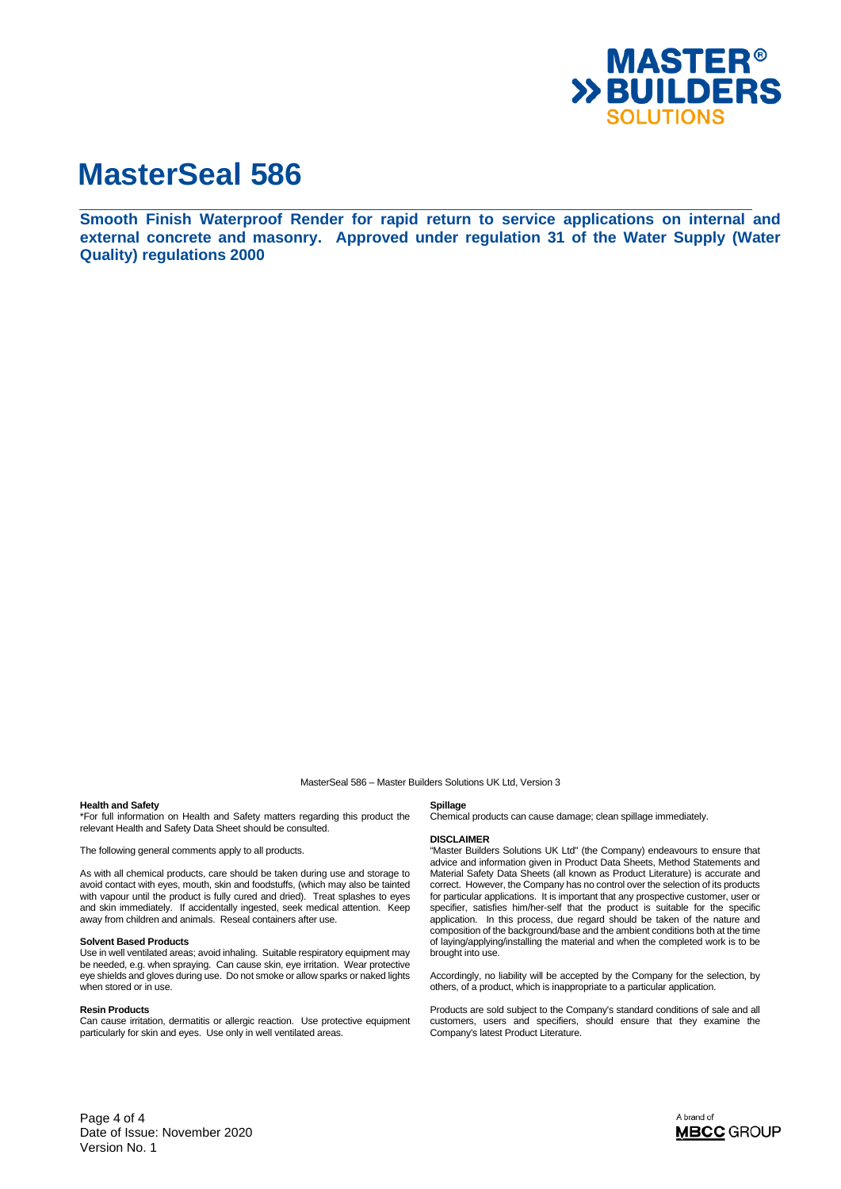# MasterSeal 586

**Smooth Finish Waterproof Render for rapid return to service applications on internal and external concrete and masonry. Approved under regulation 31 of the Water Supply (Water Quality) regulations 2000**

MasterSeal 586 – Master Builders Solutions UK Ltd, Version 3

**Health and Safety**
*For full information on Health and Safety matters regarding this product the relevant Health and Safety Data Sheet should be consulted.

The following general comments apply to all products.

As with all chemical products, care should be taken during use and storage to avoid contact with eyes, mouth, skin and foodstuffs, (which may also be tainted with vapour until the product is fully cured and dried). Treat splashes to eyes and skin immediately. If accidentally ingested, seek medical attention. Keep away from children and animals. Reseal containers after use.

**Solvent Based Products**
Use in well ventilated areas; avoid inhaling. Suitable respiratory equipment may be needed, e.g. when spraying. Can cause skin, eye irritation. Wear protective eye shields and gloves during use. Do not smoke or allow sparks or naked lights when stored or in use.

**Resin Products**
Can cause irritation, dermatitis or allergic reaction. Use protective equipment particularly for skin and eyes. Use only in well ventilated areas.

**Spillage**
Chemical products can cause damage; clean spillage immediately.

**DISCLAIMER**
"Master Builders Solutions UK Ltd" (the Company) endeavours to ensure that advice and information given in Product Data Sheets, Method Statements and Material Safety Data Sheets (all known as Product Literature) is accurate and correct. However, the Company has no control over the selection of its products for particular applications. It is important that any prospective customer, user or specifier, satisfies him/her-self that the product is suitable for the specific application. In this process, due regard should be taken of the nature and composition of the background/base and the ambient conditions both at the time of laying/applying/installing the material and when the completed work is to be brought into use.

Accordingly, no liability will be accepted by the Company for the selection, by others, of a product, which is inappropriate to a particular application.

Products are sold subject to the Company's standard conditions of sale and all customers, users and specifiers, should ensure that they examine the Company's latest Product Literature.

Date of Issue: November 2020
Version No. 1